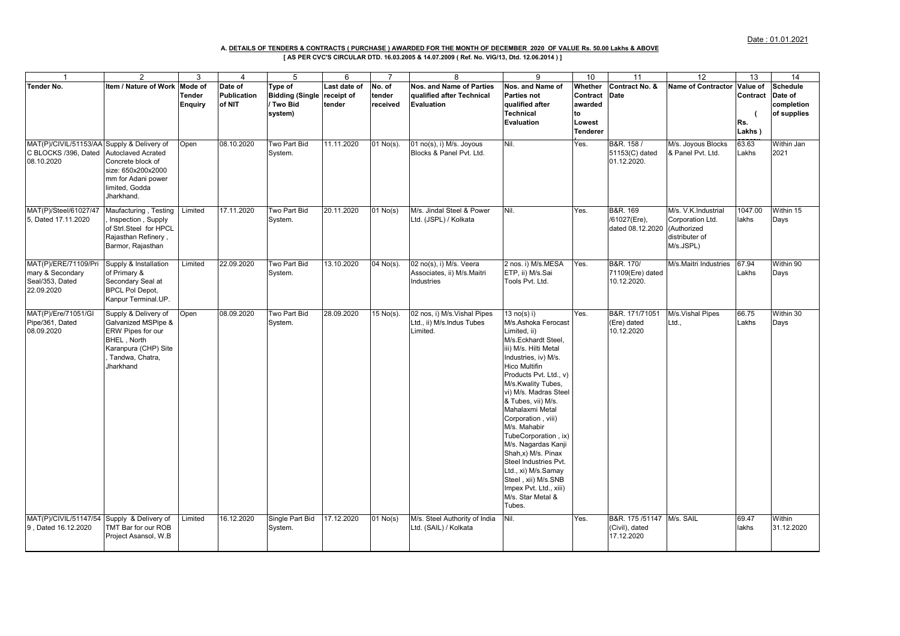Date : 01.01.2021

**A. DETAILS OF TENDERS & CONTRACTS ( PURCHASE ) AWARDED FOR THE MONTH OF DECEMBER 2020 OF VALUE Rs. 50.00 Lakhs & ABOVE**

**[ AS PER CVC'S CIRCULAR DTD. 16.03.2005 & 14.07.2009 ( Ref. No. VIG/13, Dtd. 12.06.2014 ) ]**

| 1 | 2 | 3 | 4 | 5 | 6 | 7 | 8 | 9 | 10 | 11 | 12 | 13 | 14 |
|---|---|---|---|---|---|---|---|---|---|---|---|---|---|
| **Tender No.** | **Item / Nature of Work** | **Mode of Tender Enquiry** | **Date of Publication of NIT** | **Type of Bidding (Single / Two Bid system)** | **Last date of receipt of tender** | **No. of tender received** | **Nos. and Name of Parties qualified after Technical Evaluation** | **Nos. and Name of Parties not qualified after Technical Evaluation** | **Whether Contract awarded to Lowest Tenderer** | **Contract No. & Date** | **Name of Contractor** | **Value of Contract ( Rs. Lakhs )** | **Schedule Date of completion of supplies** |
| MAT(P)/CIVIL/51153/AA C BLOCKS /396, Dated 08.10.2020 | Supply & Delivery of Autoclaved Acrated Concrete block of size: 650x200x2000 mm for Adani power limited, Godda Jharkhand. | Open | 08.10.2020 | Two Part Bid System. | 11.11.2020 | 01 No(s). | 01 no(s), i) M/s. Joyous Blocks & Panel Pvt. Ltd. | Nil. | Yes. | B&R. 158 / 51153(C) dated 01.12.2020. | M/s. Joyous Blocks & Panel Pvt. Ltd. | 63.63 Lakhs | Within Jan 2021 |
| MAT(P)/Steel/61027/47 5, Dated 17.11.2020 | Maufacturing , Testing , Inspection , Supply of Strl.Steel for HPCL Rajasthan Refinery , Barmor, Rajasthan | Limited | 17.11.2020 | Two Part Bid System. | 20.11.2020 | 01 No(s) | M/s. Jindal Steel & Power Ltd. (JSPL) / Kolkata | Nil. | Yes. | B&R. 169 /61027(Ere), dated 08.12.2020 | M/s. V.K.Industrial Corporation Ltd. (Authorized distributer of M/s.JSPL) | 1047.00 lakhs | Within 15 Days |
| MAT(P)/ERE/71109/Primary & Secondary Seal/353, Dated 22.09.2020 | Supply & Installation of Primary & Secondary Seal at BPCL Pol Depot, Kanpur Terminal.UP. | Limited | 22.09.2020 | Two Part Bid System. | 13.10.2020 | 04 No(s). | 02 no(s), i) M/s. Veera Associates, ii) M/s.Maitri Industries | 2 nos. i) M/s.MESA ETP, ii) M/s.Sai Tools Pvt. Ltd. | Yes. | B&R. 170/ 71109(Ere) dated 10.12.2020. | M/s.Maitri Industries | 67.94 Lakhs | Within 90 Days |
| MAT(P)/Ere/71051/GI Pipe/361, Dated 08.09.2020 | Supply & Delivery of Galvanized MSPipe & ERW Pipes for our BHEL , North Karanpura (CHP) Site , Tandwa, Chatra, Jharkhand | Open | 08.09.2020 | Two Part Bid System. | 28.09.2020 | 15 No(s). | 02 nos, i) M/s.Vishal Pipes Ltd., ii) M/s.Indus Tubes Limited. | 13 no(s) i) M/s.Ashoka Ferocast Limited, ii) M/s.Eckhardt Steel, iii) M/s. Hilti Metal Industries, iv) M/s. Hico Multifin Products Pvt. Ltd., v) M/s.Kwality Tubes, vi) M/s. Madras Steel & Tubes, vii) M/s. Mahalaxmi Metal Corporation , viii) M/s. Mahabir TubeCorporation , ix) M/s. Nagardas Kanji Shah,x) M/s. Pinax Steel Industries Pvt. Ltd., xi) M/s.Samay Steel , xii) M/s.SNB Impex Pvt. Ltd., xiii) M/s. Star Metal & Tubes. | Yes. | B&R. 171/71051 (Ere) dated 10.12.2020 | M/s.Vishal Pipes Ltd., | 66.75 Lakhs | Within 30 Days |
| MAT(P)/CIVIL/51147/54 9 , Dated 16.12.2020 | Supply & Delivery of TMT Bar for our ROB Project Asansol, W.B | Limited | 16.12.2020 | Single Part Bid System. | 17.12.2020 | 01 No(s) | M/s. Steel Authority of India Ltd. (SAIL) / Kolkata | Nil. | Yes. | B&R. 175 /51147 (Civil), dated 17.12.2020 | M/s. SAIL | 69.47 lakhs | Within 31.12.2020 |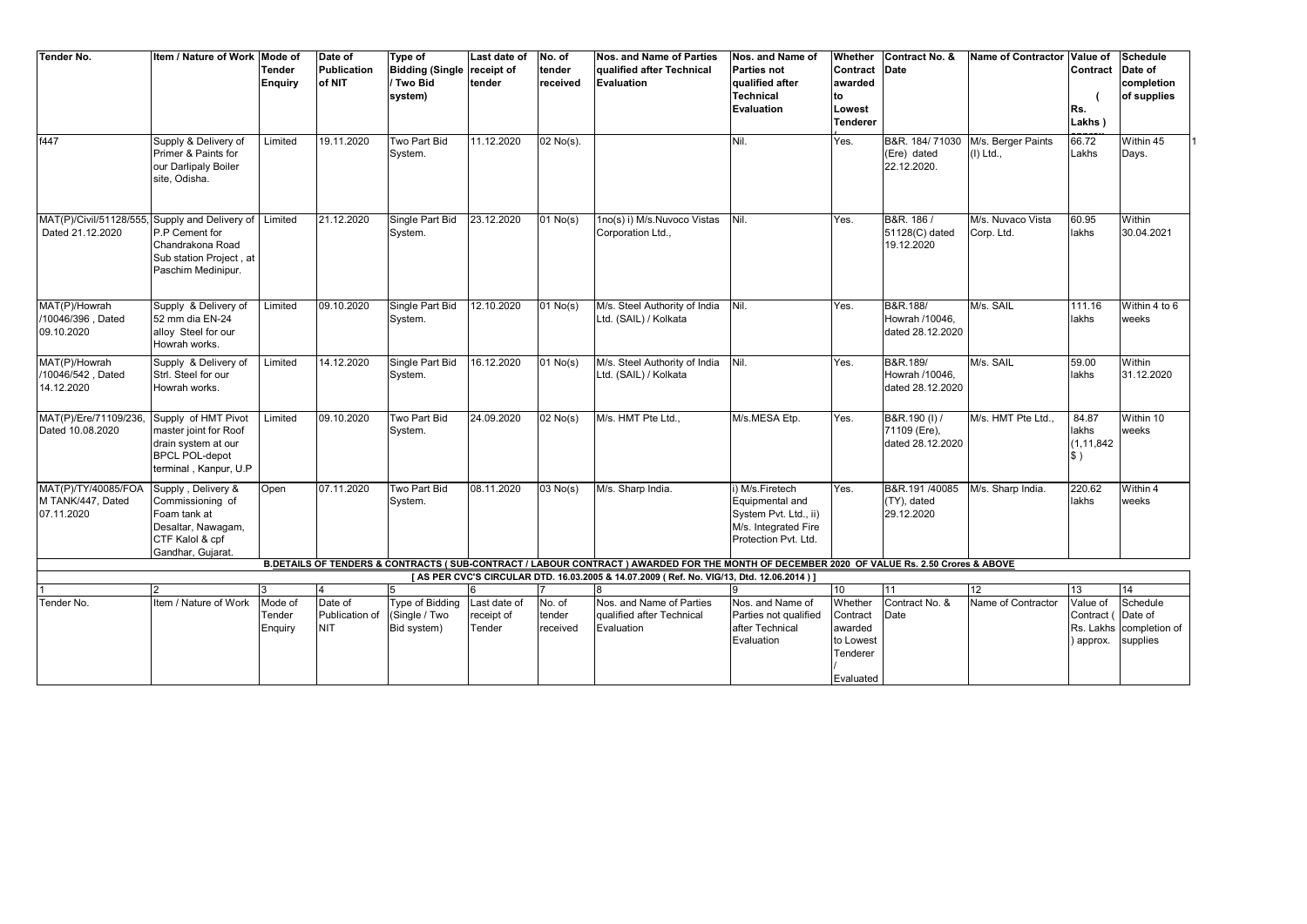| Tender No. | Item / Nature of Work | Mode of Tender Enquiry | Date of Publication of NIT | Type of Bidding (Single / Two Bid system) | Last date of receipt of tender | No. of tender received | Nos. and Name of Parties qualified after Technical Evaluation | Nos. and Name of Parties not qualified after Technical Evaluation | Whether Contract awarded to Lowest Tenderer | Contract No. & Date | Name of Contractor | Value of Contract ( Rs. Lakhs ) | Schedule Date of completion of supplies |
|---|---|---|---|---|---|---|---|---|---|---|---|---|---|
| f447 | Supply & Delivery of Primer & Paints for our Darlipaly Boiler site, Odisha. | Limited | 19.11.2020 | Two Part Bid System. | 11.12.2020 | 02 No(s). | | Nil. | Yes. | B&R. 184/ 71030 (Ere) dated 22.12.2020. | M/s. Berger Paints (I) Ltd., | 66.72 Lakhs | Within 45 Days. |
| MAT(P)/Civil/51128/555, Dated 21.12.2020 | Supply and Delivery of P.P Cement for Chandrakona Road Sub station Project , at Paschim Medinipur. | Limited | 21.12.2020 | Single Part Bid System. | 23.12.2020 | 01 No(s) | 1no(s) i) M/s.Nuvoco Vistas Corporation Ltd., | Nil. | Yes. | B&R. 186 / 51128(C) dated 19.12.2020 | M/s. Nuvaco Vista Corp. Ltd. | 60.95 lakhs | Within 30.04.2021 |
| MAT(P)/Howrah /10046/396 , Dated 09.10.2020 | Supply & Delivery of 52 mm dia EN-24 alloy Steel for our Howrah works. | Limited | 09.10.2020 | Single Part Bid System. | 12.10.2020 | 01 No(s) | M/s. Steel Authority of India Ltd. (SAIL) / Kolkata | Nil. | Yes. | B&R.188/ Howrah /10046, dated 28.12.2020 | M/s. SAIL | 111.16 lakhs | Within 4 to 6 weeks |
| MAT(P)/Howrah /10046/542 , Dated 14.12.2020 | Supply & Delivery of Strl. Steel for our Howrah works. | Limited | 14.12.2020 | Single Part Bid System. | 16.12.2020 | 01 No(s) | M/s. Steel Authority of India Ltd. (SAIL) / Kolkata | Nil. | Yes. | B&R.189/ Howrah /10046, dated 28.12.2020 | M/s. SAIL | 59.00 lakhs | Within 31.12.2020 |
| MAT(P)/Ere/71109/236, Dated 10.08.2020 | Supply of HMT Pivot master joint for Roof drain system at our BPCL POL-depot terminal , Kanpur, U.P | Limited | 09.10.2020 | Two Part Bid System. | 24.09.2020 | 02 No(s) | M/s. HMT Pte Ltd., | M/s.MESA Etp. | Yes. | B&R.190 (I) / 71109 (Ere), dated 28.12.2020 | M/s. HMT Pte Ltd., | 84.87 lakhs (1,11,842 $ ) | Within 10 weeks |
| MAT(P)/TY/40085/FOAM TANK/447, Dated 07.11.2020 | Supply , Delivery & Commissioning of Foam tank at Desaltar, Nawagam, CTF Kalol & cpf Gandhar, Gujarat. | Open | 07.11.2020 | Two Part Bid System. | 08.11.2020 | 03 No(s) | M/s. Sharp India. | i) M/s.Firetech Equipmental and System Pvt. Ltd., ii) M/s. Integrated Fire Protection Pvt. Ltd. | Yes. | B&R.191 /40085 (TY), dated 29.12.2020 | M/s. Sharp India. | 220.62 lakhs | Within 4 weeks |

**B.DETAILS OF TENDERS & CONTRACTS ( SUB-CONTRACT / LABOUR CONTRACT ) AWARDED FOR THE MONTH OF DECEMBER 2020 OF VALUE Rs. 2.50 Crores & ABOVE**

**[ AS PER CVC'S CIRCULAR DTD. 16.03.2005 & 14.07.2009 ( Ref. No. VIG/13, Dtd. 12.06.2014 ) ]**

| 1 | 2 | 3 | 4 | 5 | 6 | 7 | 8 | 9 | 10 | 11 | 12 | 13 | 14 |
|---|---|---|---|---|---|---|---|---|---|---|---|---|---|
| Tender No. | Item / Nature of Work | Mode of Tender Enquiry | Date of Publication of NIT | Type of Bidding (Single / Two Bid system) | Last date of receipt of Tender | No. of tender received | Nos. and Name of Parties qualified after Technical Evaluation | Nos. and Name of Parties not qualified after Technical Evaluation | Whether Contract awarded to Lowest Tenderer / Evaluated | Contract No. & Date | Name of Contractor | Value of Contract ( Rs. Lakhs ) approx. | Schedule Date of completion of supplies |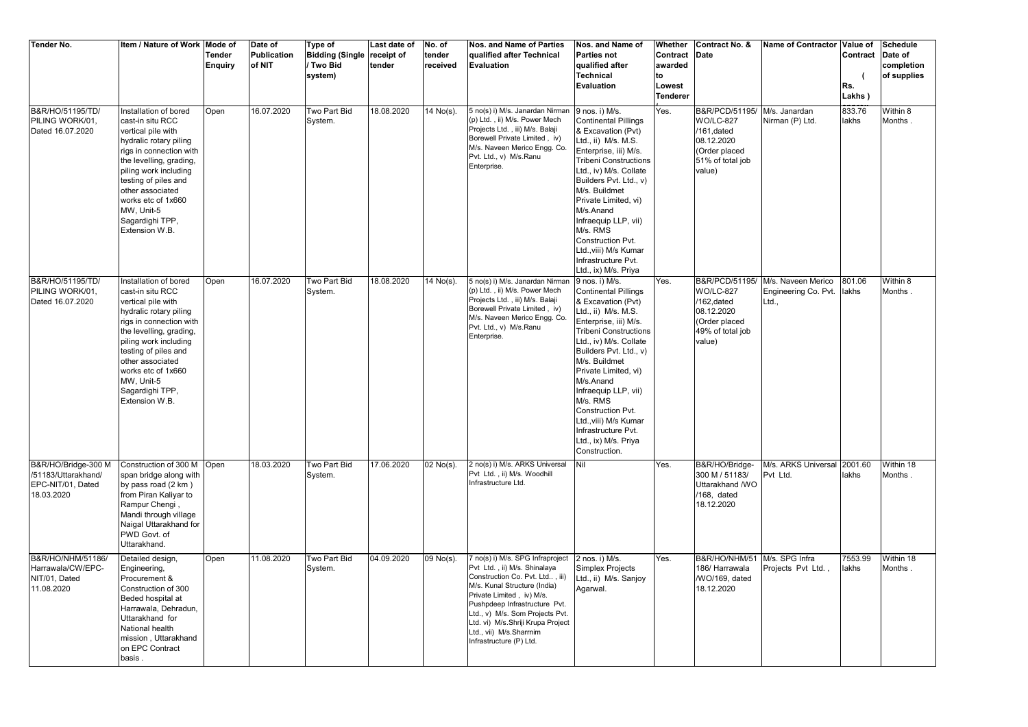| Tender No. | Item / Nature of Work | Mode of Tender Enquiry | Date of Publication of NIT | Type of Bidding (Single / Two Bid system) | Last date of receipt of tender | No. of tender received | Nos. and Name of Parties qualified after Technical Evaluation | Nos. and Name of Parties not qualified after Technical Evaluation | Whether Contract awarded to Lowest Tenderer | Contract No. & Date | Name of Contractor | Value of Contract ( Rs. Lakhs ) | Schedule Date of completion of supplies |
|---|---|---|---|---|---|---|---|---|---|---|---|---|---|
| B&R/HO/51195/TD/ PILING WORK/01, Dated 16.07.2020 | Installation of bored cast-in situ RCC vertical pile with hydralic rotary piling rigs in connection with the levelling, grading, piling work including testing of piles and other associated works etc of 1x660 MW, Unit-5 Sagardighi TPP, Extension W.B. | Open | 16.07.2020 | Two Part Bid System. | 18.08.2020 | 14 No(s). | 5 no(s) i) M/s. Janardan Nirman (p) Ltd. , ii) M/s. Power Mech Projects Ltd. , iii) M/s. Balaji Borewell Private Limited , iv) M/s. Naveen Merico Engg. Co. Pvt. Ltd., v) M/s.Ranu Enterprise. | 9 nos. i) M/s. Continental Pillings & Excavation (Pvt) Ltd., ii) M/s. M.S. Enterprise, iii) M/s. Tribeni Constructions Ltd., iv) M/s. Collate Builders Pvt. Ltd., v) M/s. Buildmet Private Limited, vi) M/s.Anand Infraequip LLP, vii) M/s. RMS Construction Pvt. Ltd.,viii) M/s Kumar Infrastructure Pvt. Ltd., ix) M/s. Priya | Yes. | B&R/PCD/51195/ WO/LC-827 /161,dated 08.12.2020 (Order placed 51% of total job value) | M/s. Janardan Nirman (P) Ltd. | 833.76 lakhs | Within 8 Months . |
| B&R/HO/51195/TD/ PILING WORK/01, Dated 16.07.2020 | Installation of bored cast-in situ RCC vertical pile with hydralic rotary piling rigs in connection with the levelling, grading, piling work including testing of piles and other associated works etc of 1x660 MW, Unit-5 Sagardighi TPP, Extension W.B. | Open | 16.07.2020 | Two Part Bid System. | 18.08.2020 | 14 No(s). | 5 no(s) i) M/s. Janardan Nirman (p) Ltd. , ii) M/s. Power Mech Projects Ltd. , iii) M/s. Balaji Borewell Private Limited , iv) M/s. Naveen Merico Engg. Co. Pvt. Ltd., v) M/s.Ranu Enterprise. | 9 nos. i) M/s. Continental Pillings & Excavation (Pvt) Ltd., ii) M/s. M.S. Enterprise, iii) M/s. Tribeni Constructions Ltd., iv) M/s. Collate Builders Pvt. Ltd., v) M/s. Buildmet Private Limited, vi) M/s.Anand Infraequip LLP, vii) M/s. RMS Construction Pvt. Ltd.,viii) M/s Kumar Infrastructure Pvt. Ltd., ix) M/s. Priya Construction. | Yes. | B&R/PCD/51195/ WO/LC-827 /162,dated 08.12.2020 (Order placed 49% of total job value) | M/s. Naveen Merico Engineering Co. Pvt. Ltd., | 801.06 lakhs | Within 8 Months . |
| B&R/HO/Bridge-300 M /51183/Uttarakhand/ EPC-NIT/01, Dated 18.03.2020 | Construction of 300 M span bridge along with by pass road (2 km ) from Piran Kaliyar to Rampur Chengi , Mandi through village Naigal Uttarakhand for PWD Govt. of Uttarakhand. | Open | 18.03.2020 | Two Part Bid System. | 17.06.2020 | 02 No(s). | 2 no(s) i) M/s. ARKS Universal Pvt Ltd. , ii) M/s. Woodhill Infrastructure Ltd. | Nil | Yes. | B&R/HO/Bridge-300 M / 51183/ Uttarakhand /WO /168, dated 18.12.2020 | M/s. ARKS Universal Pvt Ltd. | 2001.60 lakhs | Within 18 Months . |
| B&R/HO/NHM/51186/ Harrawala/CW/EPC-NIT/01, Dated 11.08.2020 | Detailed design, Engineering, Procurement & Construction of 300 Beded hospital at Harrawala, Dehradun, Uttarakhand for National health mission , Uttarakhand on EPC Contract basis . | Open | 11.08.2020 | Two Part Bid System. | 04.09.2020 | 09 No(s). | 7 no(s) i) M/s. SPG Infraproject Pvt Ltd. , ii) M/s. Shinalaya Construction Co. Pvt. Ltd.. , iii) M/s. Kunal Structure (India) Private Limited , iv) M/s. Pushpdeep Infrastructure Pvt. Ltd., v) M/s. Som Projects Pvt. Ltd. vi) M/s.Shriji Krupa Project Ltd., vii) M/s.Sharmim Infrastructure (P) Ltd. | 2 nos. i) M/s. Simplex Projects Ltd., ii) M/s. Sanjoy Agarwal. | Yes. | B&R/HO/NHM/51 186/ Harrawala /WO/169, dated 18.12.2020 | M/s. SPG Infra Projects Pvt Ltd. , | 7553.99 lakhs | Within 18 Months . |